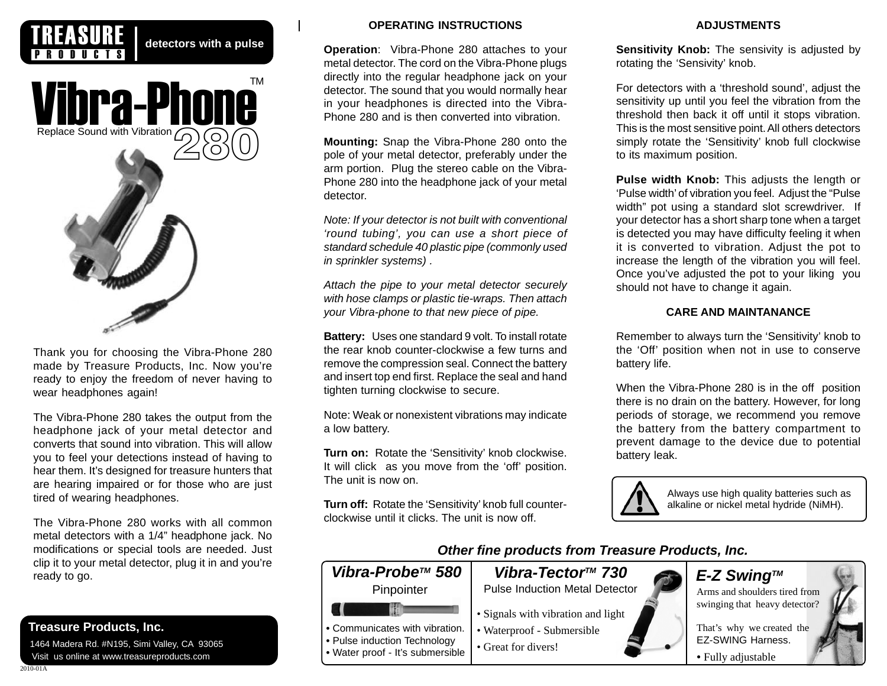**TREASURE PRODUCTS** | detectors with a pulse

# Vibra-Phone™ 280

Replace Sound with Vibration

Thank you for choosing the Vibra-Phone 280 made by Treasure Products, Inc. Now you're ready to enjoy the freedom of never having to wear headphones again!

The Vibra-Phone 280 takes the output from the headphone jack of your metal detector and converts that sound into vibration. This will allow you to feel your detections instead of having to hear them. It's designed for treasure hunters that are hearing impaired or for those who are just tired of wearing headphones.

The Vibra-Phone 280 works with all common metal detectors with a 1/4" headphone jack. No modifications or special tools are needed. Just clip it to your metal detector, plug it in and you're ready to go.

**Treasure Products, Inc.**

1464 Madera Rd. #N195, Simi Valley, CA 93065

Visit us online at www.treasureproducts.com

2010-01A

## OPERATING INSTRUCTIONS

**Operation**: Vibra-Phone 280 attaches to your metal detector. The cord on the Vibra-Phone plugs directly into the regular headphone jack on your detector. The sound that you would normally hear in your headphones is directed into the Vibra-Phone 280 and is then converted into vibration.

**Mounting:** Snap the Vibra-Phone 280 onto the pole of your metal detector, preferably under the arm portion. Plug the stereo cable on the Vibra-Phone 280 into the headphone jack of your metal detector.

*Note: If your detector is not built with conventional 'round tubing', you can use a short piece of standard schedule 40 plastic pipe (commonly used in sprinkler systems) .*

*Attach the pipe to your metal detector securely with hose clamps or plastic tie-wraps. Then attach your Vibra-phone to that new piece of pipe.*

**Battery:** Uses one standard 9 volt. To install rotate the rear knob counter-clockwise a few turns and remove the compression seal. Connect the battery and insert top end first. Replace the seal and hand tighten turning clockwise to secure.

Note: Weak or nonexistent vibrations may indicate a low battery.

**Turn on:** Rotate the 'Sensitivity' knob clockwise. It will click as you move from the 'off' position. The unit is now on.

**Turn off:** Rotate the 'Sensitivity' knob full counter-clockwise until it clicks. The unit is now off.

## ADJUSTMENTS

**Sensitivity Knob:** The sensivity is adjusted by rotating the 'Sensivity' knob.

For detectors with a 'threshold sound', adjust the sensitivity up until you feel the vibration from the threshold then back it off until it stops vibration. This is the most sensitive point. All others detectors simply rotate the 'Sensitivity' knob full clockwise to its maximum position.

**Pulse width Knob:** This adjusts the length or 'Pulse width' of vibration you feel. Adjust the "Pulse width" pot using a standard slot screwdriver. If your detector has a short sharp tone when a target is detected you may have difficulty feeling it when it is converted to vibration. Adjust the pot to increase the length of the vibration you will feel. Once you've adjusted the pot to your liking you should not have to change it again.

## CARE AND MAINTANANCE

Remember to always turn the 'Sensitivity' knob to the 'Off' position when not in use to conserve battery life.

When the Vibra-Phone 280 is in the off position there is no drain on the battery. However, for long periods of storage, we recommend you remove the battery from the battery compartment to prevent damage to the device due to potential battery leak.

Always use high quality batteries such as alkaline or nickel metal hydride (NiMH).

### *Other fine products from Treasure Products, Inc.*

***Vibra-Probe™ 580***

Pinpointer

- Communicates with vibration.
- Pulse induction Technology
- Water proof - It's submersible

***Vibra-Tector™ 730***

Pulse Induction Metal Detector

- Signals with vibration and light
- Waterproof - Submersible
- Great for divers!

***E-Z Swing™***

Arms and shoulders tired from swinging that heavy detector?

That's why we created the EZ-SWING Harness.

- Fully adjustable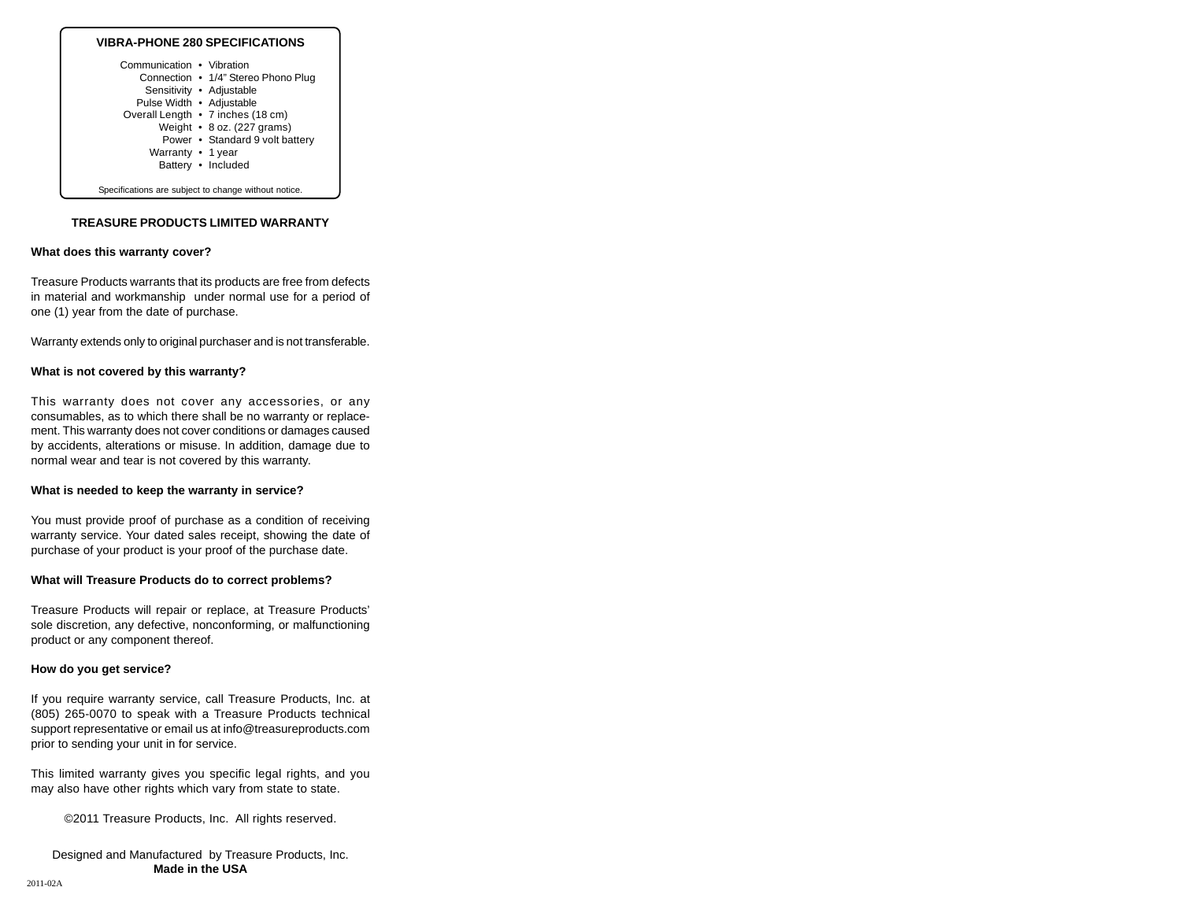## VIBRA-PHONE 280 SPECIFICATIONS

| | |
|---|---|
| Communication | Vibration |
| Connection | 1/4" Stereo Phono Plug |
| Sensitivity | Adjustable |
| Pulse Width | Adjustable |
| Overall Length | 7 inches (18 cm) |
| Weight | 8 oz. (227 grams) |
| Power | Standard 9 volt battery |
| Warranty | 1 year |
| Battery | Included |

Specifications are subject to change without notice.

## TREASURE PRODUCTS LIMITED WARRANTY

**What does this warranty cover?**

Treasure Products warrants that its products are free from defects in material and workmanship under normal use for a period of one (1) year from the date of purchase.

Warranty extends only to original purchaser and is not transferable.

**What is not covered by this warranty?**

This warranty does not cover any accessories, or any consumables, as to which there shall be no warranty or replacement. This warranty does not cover conditions or damages caused by accidents, alterations or misuse. In addition, damage due to normal wear and tear is not covered by this warranty.

**What is needed to keep the warranty in service?**

You must provide proof of purchase as a condition of receiving warranty service. Your dated sales receipt, showing the date of purchase of your product is your proof of the purchase date.

**What will Treasure Products do to correct problems?**

Treasure Products will repair or replace, at Treasure Products' sole discretion, any defective, nonconforming, or malfunctioning product or any component thereof.

**How do you get service?**

If you require warranty service, call Treasure Products, Inc. at (805) 265-0070 to speak with a Treasure Products technical support representative or email us at info@treasureproducts.com prior to sending your unit in for service.

This limited warranty gives you specific legal rights, and you may also have other rights which vary from state to state.

©2011 Treasure Products, Inc. All rights reserved.

Designed and Manufactured by Treasure Products, Inc.
**Made in the USA**

2011-02A